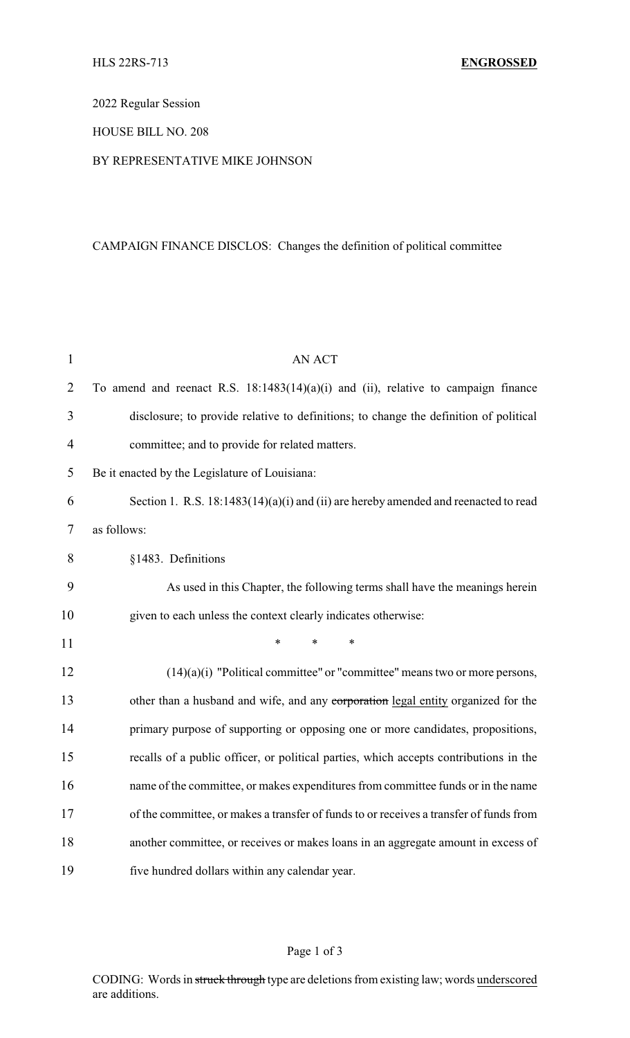HLS 22RS-713 **ENGROSSED**

2022 Regular Session

HOUSE BILL NO. 208

BY REPRESENTATIVE MIKE JOHNSON

CAMPAIGN FINANCE DISCLOS: Changes the definition of political committee

AN ACT

To amend and reenact R.S. 18:1483(14)(a)(i) and (ii), relative to campaign finance disclosure; to provide relative to definitions; to change the definition of political committee; and to provide for related matters.

Be it enacted by the Legislature of Louisiana:

Section 1. R.S. 18:1483(14)(a)(i) and (ii) are hereby amended and reenacted to read as follows:

§1483. Definitions

As used in this Chapter, the following terms shall have the meanings herein given to each unless the context clearly indicates otherwise:

\* \* \*

(14)(a)(i) "Political committee" or "committee" means two or more persons, other than a husband and wife, and any ~~corporation~~ <u>legal entity</u> organized for the primary purpose of supporting or opposing one or more candidates, propositions, recalls of a public officer, or political parties, which accepts contributions in the name of the committee, or makes expenditures from committee funds or in the name of the committee, or makes a transfer of funds to or receives a transfer of funds from another committee, or receives or makes loans in an aggregate amount in excess of five hundred dollars within any calendar year.

CODING: Words in ~~struck through~~ type are deletions from existing law; words <u>underscored</u> are additions.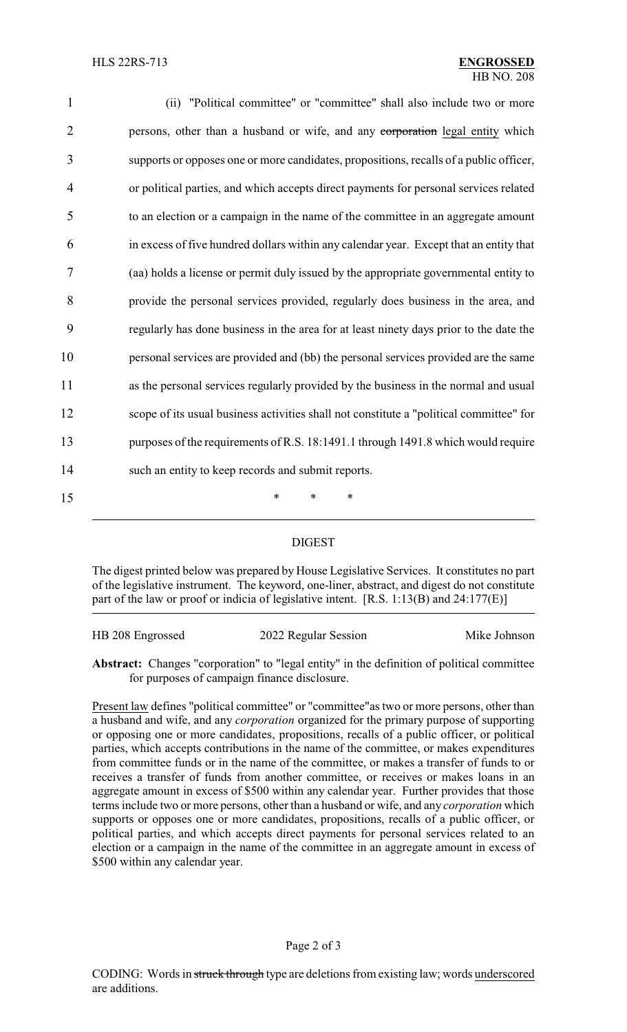(ii) "Political committee" or "committee" shall also include two or more persons, other than a husband or wife, and any ~~corporation~~ legal entity which supports or opposes one or more candidates, propositions, recalls of a public officer, or political parties, and which accepts direct payments for personal services related to an election or a campaign in the name of the committee in an aggregate amount in excess of five hundred dollars within any calendar year. Except that an entity that (aa) holds a license or permit duly issued by the appropriate governmental entity to provide the personal services provided, regularly does business in the area, and regularly has done business in the area for at least ninety days prior to the date the personal services are provided and (bb) the personal services provided are the same as the personal services regularly provided by the business in the normal and usual scope of its usual business activities shall not constitute a "political committee" for purposes of the requirements of R.S. 18:1491.1 through 1491.8 which would require such an entity to keep records and submit reports.

\* \* \*

## DIGEST

The digest printed below was prepared by House Legislative Services. It constitutes no part of the legislative instrument. The keyword, one-liner, abstract, and digest do not constitute part of the law or proof or indicia of legislative intent. [R.S. 1:13(B) and 24:177(E)]

HB 208 Engrossed | 2022 Regular Session | Mike Johnson

**Abstract:** Changes "corporation" to "legal entity" in the definition of political committee for purposes of campaign finance disclosure.

Present law defines "political committee" or "committee" as two or more persons, other than a husband and wife, and any *corporation* organized for the primary purpose of supporting or opposing one or more candidates, propositions, recalls of a public officer, or political parties, which accepts contributions in the name of the committee, or makes expenditures from committee funds or in the name of the committee, or makes a transfer of funds to or receives a transfer of funds from another committee, or receives or makes loans in an aggregate amount in excess of $500 within any calendar year. Further provides that those terms include two or more persons, other than a husband or wife, and any *corporation* which supports or opposes one or more candidates, propositions, recalls of a public officer, or political parties, and which accepts direct payments for personal services related to an election or a campaign in the name of the committee in an aggregate amount in excess of $500 within any calendar year.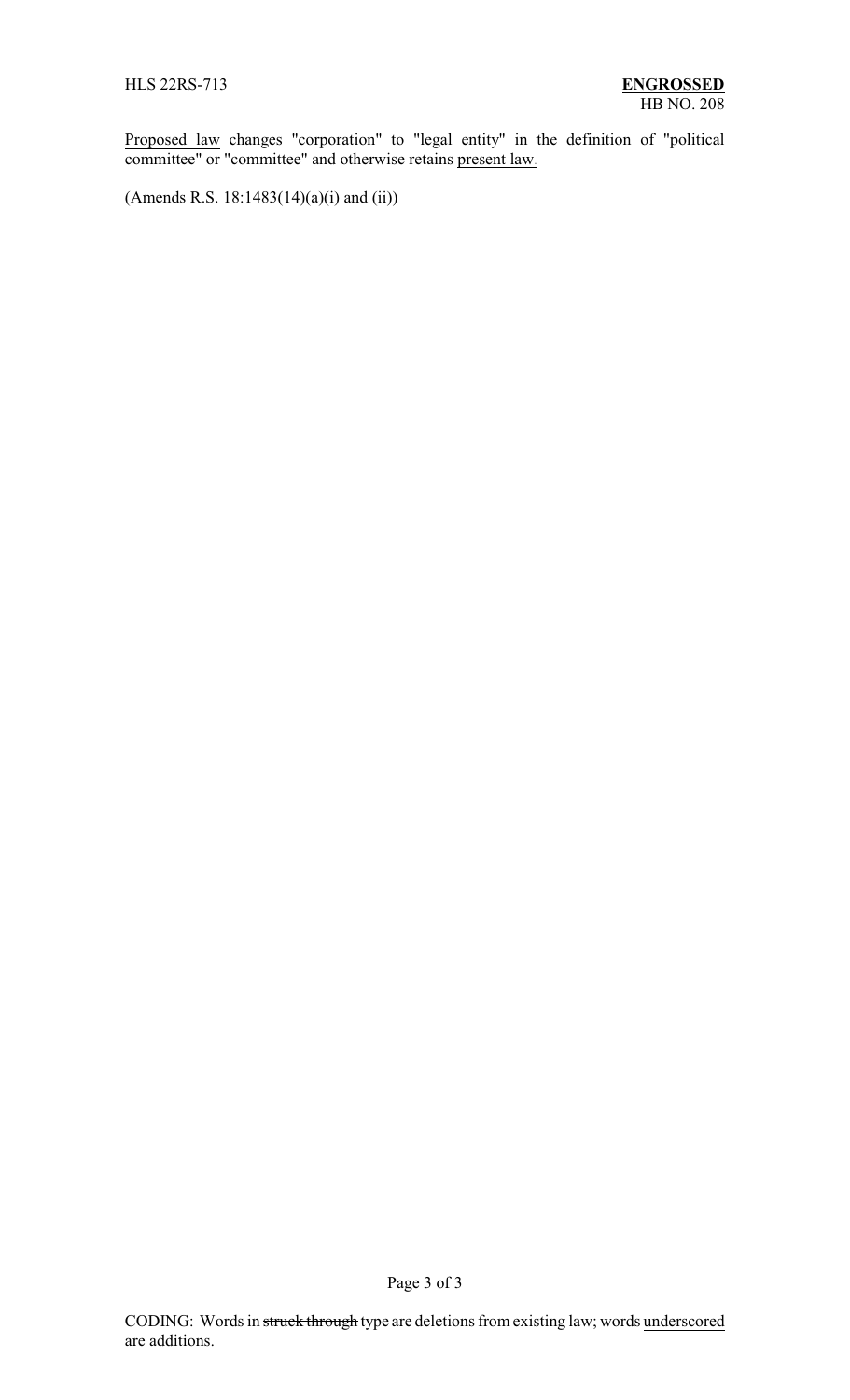Proposed law changes "corporation" to "legal entity" in the definition of "political committee" or "committee" and otherwise retains present law.

(Amends R.S. 18:1483(14)(a)(i) and (ii))